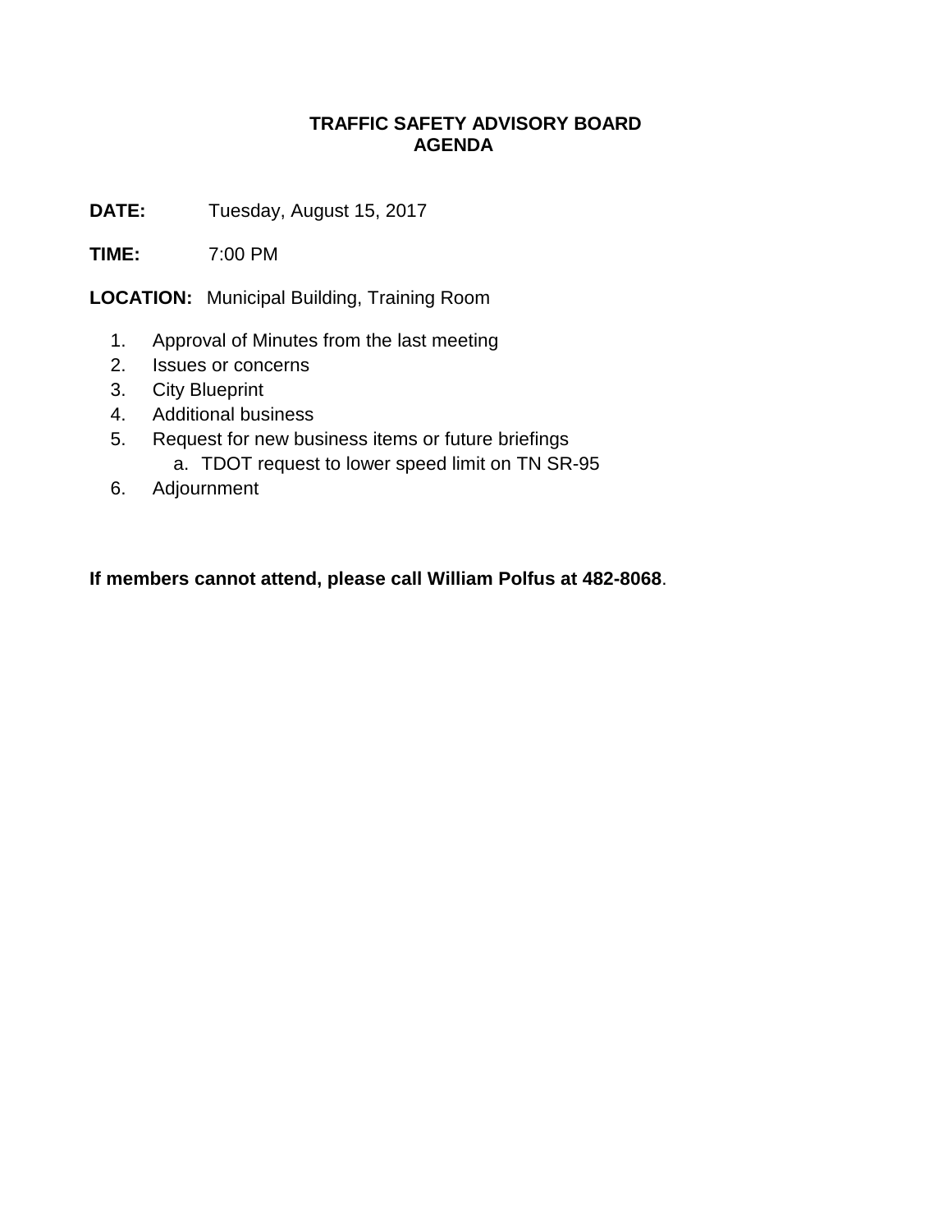# TRAFFIC SAFETY ADVISORY BOARD
# AGENDA

**DATE:** Tuesday, August 15, 2017

**TIME:** 7:00 PM

**LOCATION:** Municipal Building, Training Room

1. Approval of Minutes from the last meeting
2. Issues or concerns
3. City Blueprint
4. Additional business
5. Request for new business items or future briefings
   a. TDOT request to lower speed limit on TN SR-95
6. Adjournment

**If members cannot attend, please call William Polfus at 482-8068**.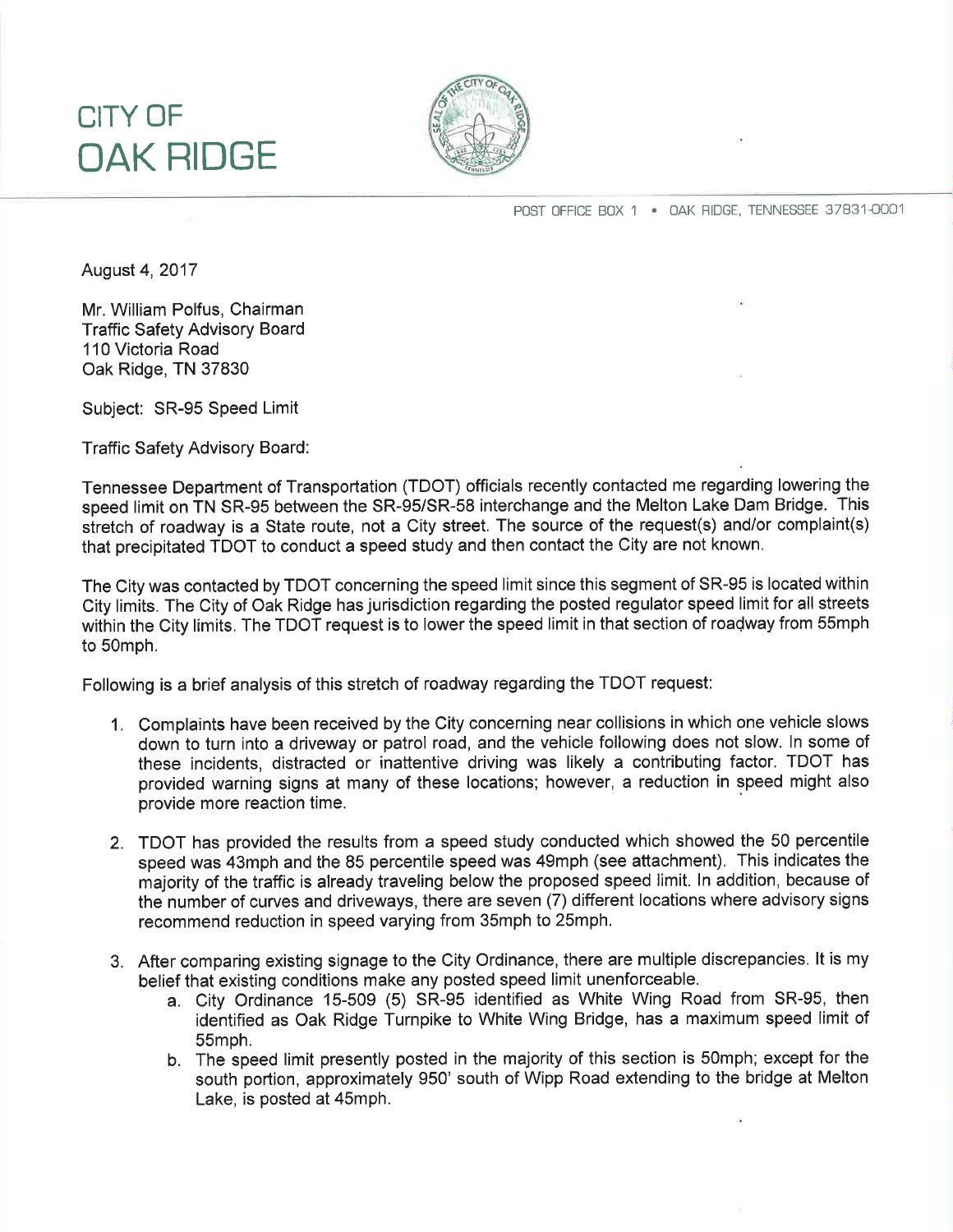# CITY OF OAK RIDGE

POST OFFICE BOX 1 • OAK RIDGE, TENNESSEE 37831-0001

August 4, 2017

Mr. William Polfus, Chairman
Traffic Safety Advisory Board
110 Victoria Road
Oak Ridge, TN 37830

Subject: SR-95 Speed Limit

Traffic Safety Advisory Board:

Tennessee Department of Transportation (TDOT) officials recently contacted me regarding lowering the speed limit on TN SR-95 between the SR-95/SR-58 interchange and the Melton Lake Dam Bridge. This stretch of roadway is a State route, not a City street. The source of the request(s) and/or complaint(s) that precipitated TDOT to conduct a speed study and then contact the City are not known.

The City was contacted by TDOT concerning the speed limit since this segment of SR-95 is located within City limits. The City of Oak Ridge has jurisdiction regarding the posted regulator speed limit for all streets within the City limits. The TDOT request is to lower the speed limit in that section of roadway from 55mph to 50mph.

Following is a brief analysis of this stretch of roadway regarding the TDOT request:

1. Complaints have been received by the City concerning near collisions in which one vehicle slows down to turn into a driveway or patrol road, and the vehicle following does not slow. In some of these incidents, distracted or inattentive driving was likely a contributing factor. TDOT has provided warning signs at many of these locations; however, a reduction in speed might also provide more reaction time.

2. TDOT has provided the results from a speed study conducted which showed the 50 percentile speed was 43mph and the 85 percentile speed was 49mph (see attachment). This indicates the majority of the traffic is already traveling below the proposed speed limit. In addition, because of the number of curves and driveways, there are seven (7) different locations where advisory signs recommend reduction in speed varying from 35mph to 25mph.

3. After comparing existing signage to the City Ordinance, there are multiple discrepancies. It is my belief that existing conditions make any posted speed limit unenforceable.
   a. City Ordinance 15-509 (5) SR-95 identified as White Wing Road from SR-95, then identified as Oak Ridge Turnpike to White Wing Bridge, has a maximum speed limit of 55mph.
   b. The speed limit presently posted in the majority of this section is 50mph; except for the south portion, approximately 950' south of Wipp Road extending to the bridge at Melton Lake, is posted at 45mph.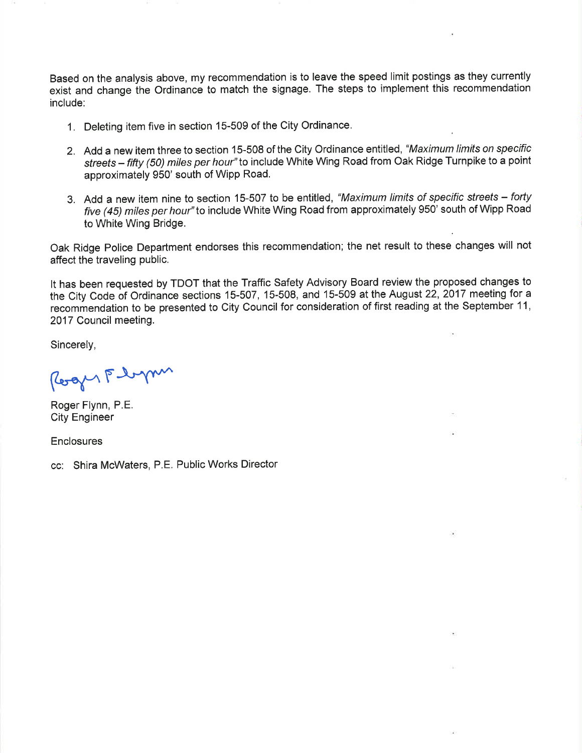Based on the analysis above, my recommendation is to leave the speed limit postings as they currently exist and change the Ordinance to match the signage. The steps to implement this recommendation include:

1. Deleting item five in section 15-509 of the City Ordinance.
2. Add a new item three to section 15-508 of the City Ordinance entitled, *"Maximum limits on specific streets – fifty (50) miles per hour"* to include White Wing Road from Oak Ridge Turnpike to a point approximately 950' south of Wipp Road.
3. Add a new item nine to section 15-507 to be entitled, *"Maximum limits of specific streets – forty five (45) miles per hour"* to include White Wing Road from approximately 950' south of Wipp Road to White Wing Bridge.

Oak Ridge Police Department endorses this recommendation; the net result to these changes will not affect the traveling public.

It has been requested by TDOT that the Traffic Safety Advisory Board review the proposed changes to the City Code of Ordinance sections 15-507, 15-508, and 15-509 at the August 22, 2017 meeting for a recommendation to be presented to City Council for consideration of first reading at the September 11, 2017 Council meeting.

Sincerely,

Roger Flynn

Roger Flynn, P.E.
City Engineer

Enclosures

cc: Shira McWaters, P.E. Public Works Director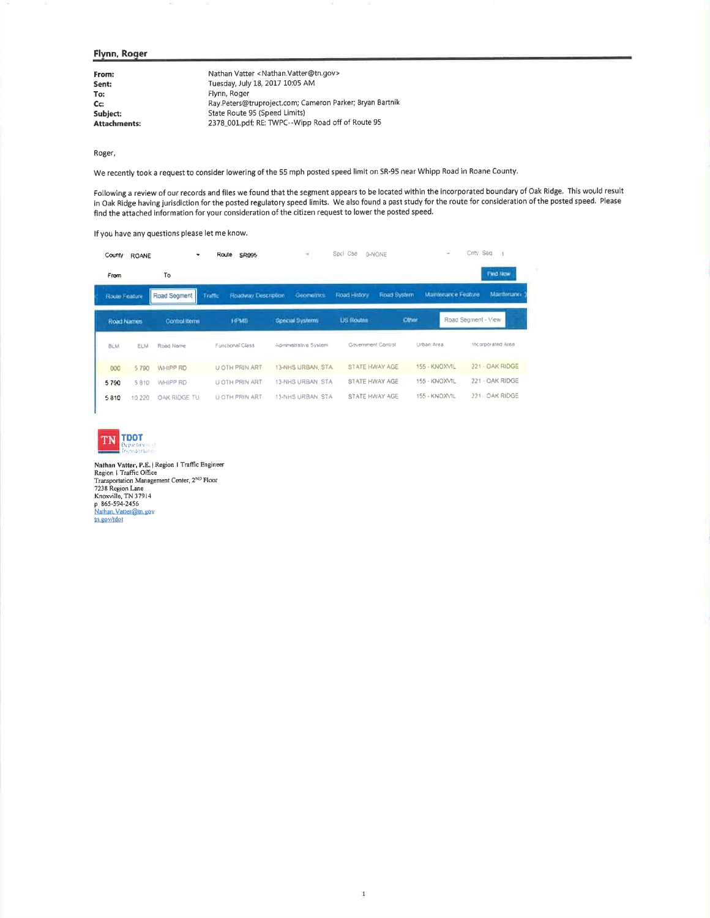## Flynn, Roger

**From:** Nathan Vatter <Nathan.Vatter@tn.gov>
**Sent:** Tuesday, July 18, 2017 10:05 AM
**To:** Flynn, Roger
**Cc:** Ray.Peters@truproject.com; Cameron Parker; Bryan Bartnik
**Subject:** State Route 95 (Speed Limits)
**Attachments:** 2378_001.pdf; RE: TWPC--Wipp Road off of Route 95

Roger,

We recently took a request to consider lowering of the 55 mph posted speed limit on SR-95 near Whipp Road in Roane County.

Following a review of our records and files we found that the segment appears to be located within the incorporated boundary of Oak Ridge. This would result in Oak Ridge having jurisdiction for the posted regulatory speed limits. We also found a past study for the route for consideration of the posted speed. Please find the attached information for your consideration of the citizen request to lower the posted speed.

If you have any questions please let me know.

County ROANE — Route SR095 — Spcl Cse 0-NONE — Cnty Seq 1

From — To — Find Now

Route Feature | Road Segment | Traffic | Roadway Description | Geometrics | Road History | Road System | Maintenance Feature | Maintenance

Road Names | Control Items | HPMS | Special Systems | US Routes | Other | Road Segment - View

| BLM | ELM | Road Name | Functional Class | Administrative System | Government Control | Urban Area | Incorporated Area |
|---|---|---|---|---|---|---|---|
| 000 | 5.790 | WHIPP RD | U OTH PRIN ART | 13-NHS URBAN, STA | STATE HWAY AGE | 155 - KNOXVIL | 221 - OAK RIDGE |
| 5.790 | 5.810 | WHIPP RD | U OTH PRIN ART | 13-NHS URBAN, STA | STATE HWAY AGE | 155 - KNOXVIL | 221 - OAK RIDGE |
| 5.810 | 10.220 | OAK RIDGE TU | U OTH PRIN ART | 13-NHS URBAN, STA | STATE HWAY AGE | 155 - KNOXVIL | 221 - OAK RIDGE |

TN TDOT Department of Transportation

Nathan Vatter, P.E. | Region 1 Traffic Engineer
Region 1 Traffic Office
Transportation Management Center, 2ND Floor
7238 Region Lane
Knoxville, TN 37914
p. 865-594-2456
Nathan.Vatter@tn.gov
tn.gov/tdot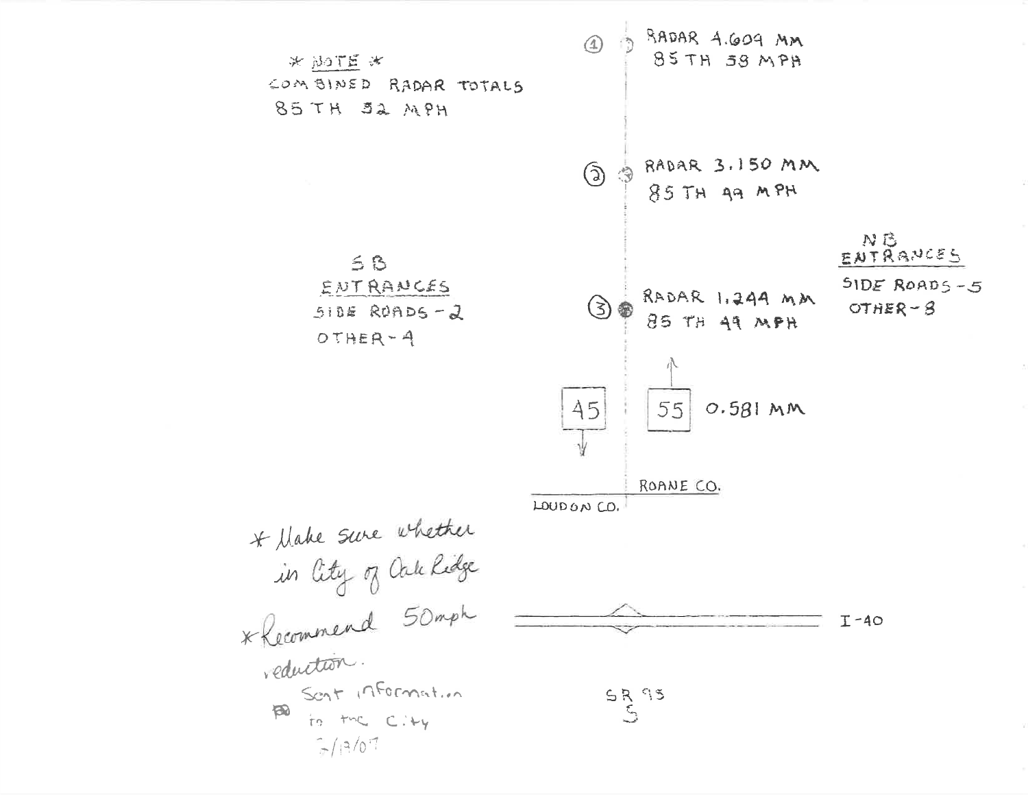\* NOTE \*
COMBINED RADAR TOTALS
85TH 52 MPH

① RADAR 4.609 MM
85TH 58 MPH

② RADAR 3.150 MM
85TH 49 MPH

SB
ENTRANCES
SIDE ROADS - 2
OTHER - 4

NB
ENTRANCES
SIDE ROADS - 5
OTHER - 8

③ RADAR 1.244 MM
85TH 49 MPH

45

55 0.581 MM

ROANE CO.

LOUDON CO.

\* Make sure whether in City of Oak Ridge

\* Recommend 50mph reduction.

Sent information to the City 5/19/07

I-40

SR 95
S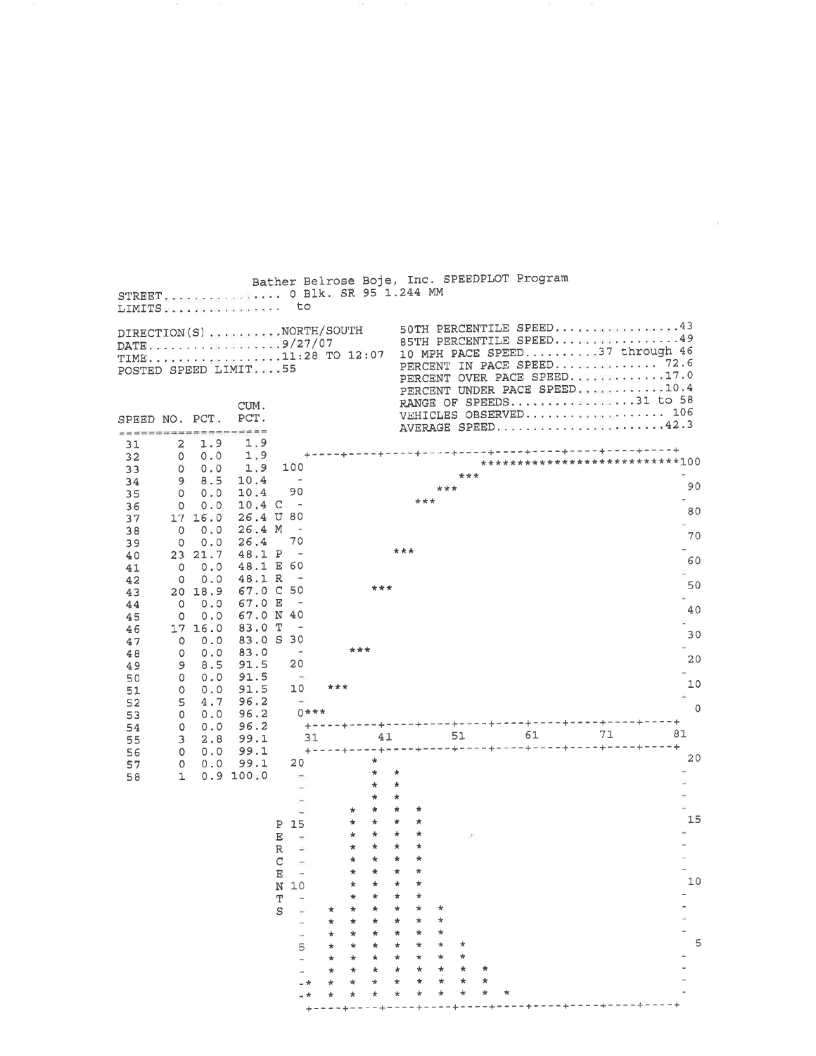Bather Belrose Boje, Inc. SPEEDPLOT Program

STREET.............. 0 Blk. SR 95 1.244 MM
LIMITS............... to

DIRECTION(S)..........NORTH/SOUTH
DATE..................9/27/07
TIME..................11:28 TO 12:07
POSTED SPEED LIMIT....55

50TH PERCENTILE SPEED.................43
85TH PERCENTILE SPEED.................49
10 MPH PACE SPEED..........37 through 46
PERCENT IN PACE SPEED.............. 72.6
PERCENT OVER PACE SPEED............17.0
PERCENT UNDER PACE SPEED...........10.4
RANGE OF SPEEDS...................31 to 58
VEHICLES OBSERVED.................. 106
AVERAGE SPEED......................42.3

| SPEED | NO. | PCT. | CUM. PCT. |
|---|---|---|---|
| 31 | 2 | 1.9 | 1.9 |
| 32 | 0 | 0.0 | 1.9 |
| 33 | 0 | 0.0 | 1.9 |
| 34 | 9 | 8.5 | 10.4 |
| 35 | 0 | 0.0 | 10.4 |
| 36 | 0 | 0.0 | 10.4 |
| 37 | 17 | 16.0 | 26.4 |
| 38 | 0 | 0.0 | 26.4 |
| 39 | 0 | 0.0 | 26.4 |
| 40 | 23 | 21.7 | 48.1 |
| 41 | 0 | 0.0 | 48.1 |
| 42 | 0 | 0.0 | 48.1 |
| 43 | 20 | 18.9 | 67.0 |
| 44 | 0 | 0.0 | 67.0 |
| 45 | 0 | 0.0 | 67.0 |
| 46 | 17 | 16.0 | 83.0 |
| 47 | 0 | 0.0 | 83.0 |
| 48 | 0 | 0.0 | 83.0 |
| 49 | 9 | 8.5 | 91.5 |
| 50 | 0 | 0.0 | 91.5 |
| 51 | 0 | 0.0 | 91.5 |
| 52 | 5 | 4.7 | 96.2 |
| 53 | 0 | 0.0 | 96.2 |
| 54 | 0 | 0.0 | 96.2 |
| 55 | 3 | 2.8 | 99.1 |
| 56 | 0 | 0.0 | 99.1 |
| 57 | 0 | 0.0 | 99.1 |
| 58 | 1 | 0.9 | 100.0 |

CUM. PERCENTS (cumulative distribution plot, 0–100, speeds 31–81)

PERCENTS (histogram plot, 0–20, speeds 31–81)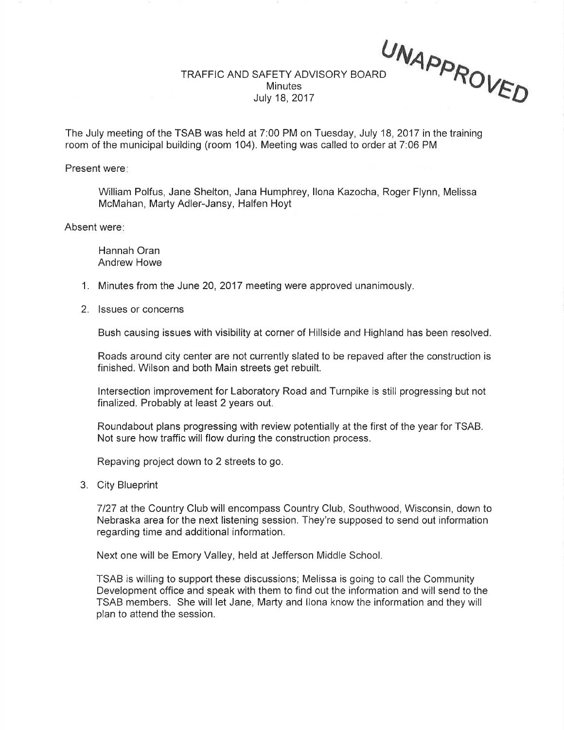UNAPPROVED

# TRAFFIC AND SAFETY ADVISORY BOARD
## Minutes
## July 18, 2017

The July meeting of the TSAB was held at 7:00 PM on Tuesday, July 18, 2017 in the training room of the municipal building (room 104). Meeting was called to order at 7:06 PM

Present were:

William Polfus, Jane Shelton, Jana Humphrey, Ilona Kazocha, Roger Flynn, Melissa McMahan, Marty Adler-Jansy, Halfen Hoyt

Absent were:

Hannah Oran
Andrew Howe

1. Minutes from the June 20, 2017 meeting were approved unanimously.

2. Issues or concerns

   Bush causing issues with visibility at corner of Hillside and Highland has been resolved.

   Roads around city center are not currently slated to be repaved after the construction is finished. Wilson and both Main streets get rebuilt.

   Intersection improvement for Laboratory Road and Turnpike is still progressing but not finalized. Probably at least 2 years out.

   Roundabout plans progressing with review potentially at the first of the year for TSAB. Not sure how traffic will flow during the construction process.

   Repaving project down to 2 streets to go.

3. City Blueprint

   7/27 at the Country Club will encompass Country Club, Southwood, Wisconsin, down to Nebraska area for the next listening session. They're supposed to send out information regarding time and additional information.

   Next one will be Emory Valley, held at Jefferson Middle School.

   TSAB is willing to support these discussions; Melissa is going to call the Community Development office and speak with them to find out the information and will send to the TSAB members. She will let Jane, Marty and Ilona know the information and they will plan to attend the session.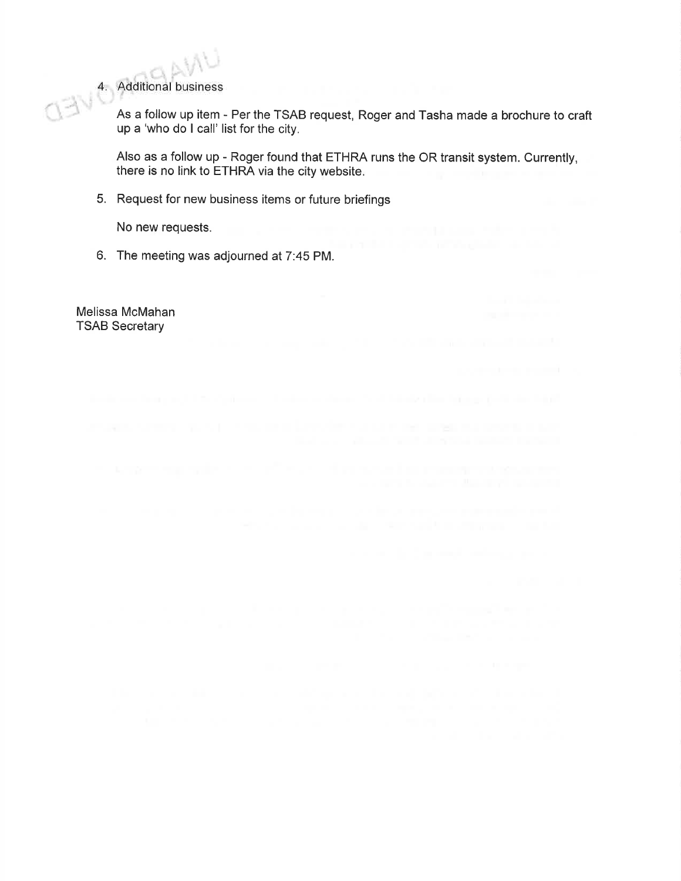4. Additional business

   As a follow up item - Per the TSAB request, Roger and Tasha made a brochure to craft up a 'who do I call' list for the city.

   Also as a follow up - Roger found that ETHRA runs the OR transit system. Currently, there is no link to ETHRA via the city website.

5. Request for new business items or future briefings

   No new requests.

6. The meeting was adjourned at 7:45 PM.

Melissa McMahan
TSAB Secretary